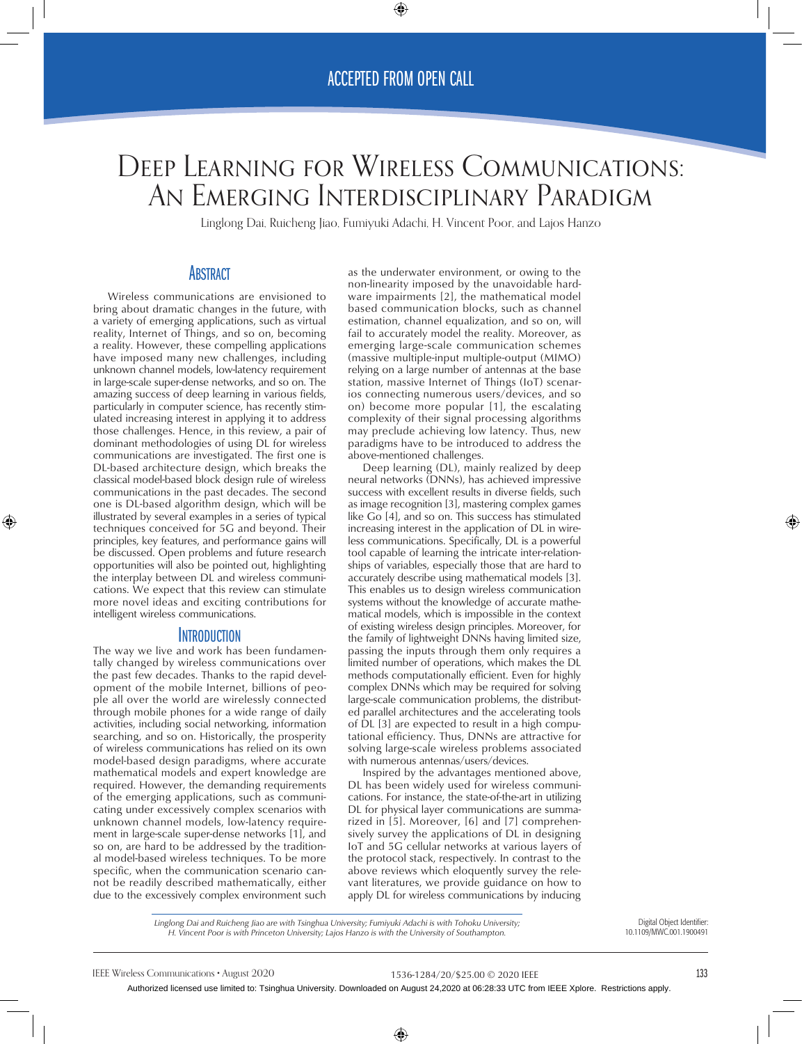ACCEPTED FROM OPEN CALL

# Deep Learning for Wireless Communications: An Emerging Interdisciplinary Paradigm

Linglong Dai, Ruicheng Jiao, Fumiyuki Adachi, H. Vincent Poor, and Lajos Hanzo

## Abstract

Wireless communications are envisioned to bring about dramatic changes in the future, with a variety of emerging applications, such as virtual reality, Internet of Things, and so on, becoming a reality. However, these compelling applications have imposed many new challenges, including unknown channel models, low-latency requirement in large-scale super-dense networks, and so on. The amazing success of deep learning in various fields, particularly in computer science, has recently stimulated increasing interest in applying it to address those challenges. Hence, in this review, a pair of dominant methodologies of using DL for wireless communications are investigated. The first one is DL-based architecture design, which breaks the classical model-based block design rule of wireless communications in the past decades. The second one is DL-based algorithm design, which will be illustrated by several examples in a series of typical techniques conceived for 5G and beyond. Their principles, key features, and performance gains will be discussed. Open problems and future research opportunities will also be pointed out, highlighting the interplay between DL and wireless communications. We expect that this review can stimulate more novel ideas and exciting contributions for intelligent wireless communications.

## Introduction

The way we live and work has been fundamentally changed by wireless communications over the past few decades. Thanks to the rapid development of the mobile Internet, billions of people all over the world are wirelessly connected through mobile phones for a wide range of daily activities, including social networking, information searching, and so on. Historically, the prosperity of wireless communications has relied on its own model-based design paradigms, where accurate mathematical models and expert knowledge are required. However, the demanding requirements of the emerging applications, such as communicating under excessively complex scenarios with unknown channel models, low-latency requirement in large-scale super-dense networks [1], and so on, are hard to be addressed by the traditional model-based wireless techniques. To be more specific, when the communication scenario cannot be readily described mathematically, either due to the excessively complex environment such as the underwater environment, or owing to the non-linearity imposed by the unavoidable hardware impairments [2], the mathematical model based communication blocks, such as channel estimation, channel equalization, and so on, will fail to accurately model the reality. Moreover, as emerging large-scale communication schemes (massive multiple-input multiple-output (MIMO) relying on a large number of antennas at the base station, massive Internet of Things (IoT) scenarios connecting numerous users/devices, and so on) become more popular [1], the escalating complexity of their signal processing algorithms may preclude achieving low latency. Thus, new paradigms have to be introduced to address the above-mentioned challenges.

Deep learning (DL), mainly realized by deep neural networks (DNNs), has achieved impressive success with excellent results in diverse fields, such as image recognition [3], mastering complex games like Go [4], and so on. This success has stimulated increasing interest in the application of DL in wireless communications. Specifically, DL is a powerful tool capable of learning the intricate inter-relationships of variables, especially those that are hard to accurately describe using mathematical models [3]. This enables us to design wireless communication systems without the knowledge of accurate mathematical models, which is impossible in the context of existing wireless design principles. Moreover, for the family of lightweight DNNs having limited size, passing the inputs through them only requires a limited number of operations, which makes the DL methods computationally efficient. Even for highly complex DNNs which may be required for solving large-scale communication problems, the distributed parallel architectures and the accelerating tools of DL [3] are expected to result in a high computational efficiency. Thus, DNNs are attractive for solving large-scale wireless problems associated with numerous antennas/users/devices.

Inspired by the advantages mentioned above, DL has been widely used for wireless communications. For instance, the state-of-the-art in utilizing DL for physical layer communications are summarized in [5]. Moreover, [6] and [7] comprehensively survey the applications of DL in designing IoT and 5G cellular networks at various layers of the protocol stack, respectively. In contrast to the above reviews which eloquently survey the relevant literatures, we provide guidance on how to apply DL for wireless communications by inducing

*Linglong Dai and Ruicheng Jiao are with Tsinghua University; Fumiyuki Adachi is with Tohoku University; H. Vincent Poor is with Princeton University; Lajos Hanzo is with the University of Southampton.*

Digital Object Identifier: 10.1109/MWC.001.1900491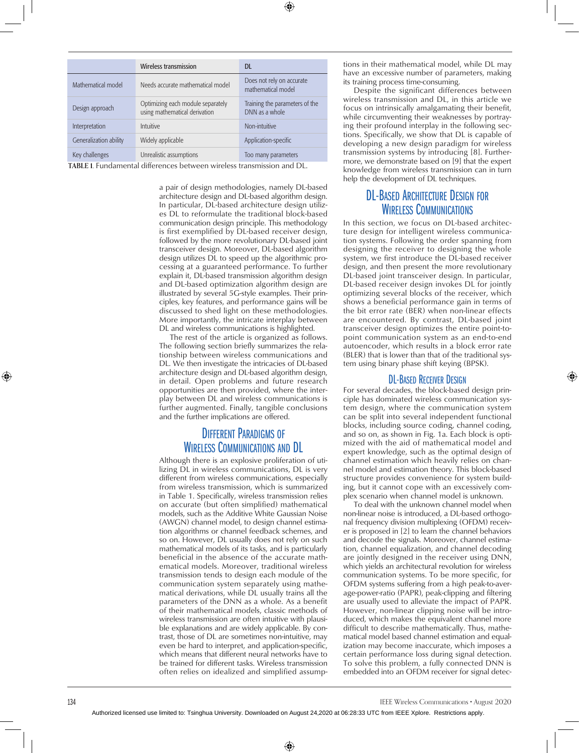| | Wireless transmission | DL |
|---|---|---|
| Mathematical model | Needs accurate mathematical model | Does not rely on accurate mathematical model |
| Design approach | Optimizing each module separately using mathematical derivation | Training the parameters of the DNN as a whole |
| Interpretation | Intuitive | Non-intuitive |
| Generalization ability | Widely applicable | Application-specific |
| Key challenges | Unrealistic assumptions | Too many parameters |

**TABLE I.** Fundamental differences between wireless transmission and DL.

a pair of design methodologies, namely DL-based architecture design and DL-based algorithm design. In particular, DL-based architecture design utilizes DL to reformulate the traditional block-based communication design principle. This methodology is first exemplified by DL-based receiver design, followed by the more revolutionary DL-based joint transceiver design. Moreover, DL-based algorithm design utilizes DL to speed up the algorithmic processing at a guaranteed performance. To further explain it, DL-based transmission algorithm design and DL-based optimization algorithm design are illustrated by several 5G-style examples. Their principles, key features, and performance gains will be discussed to shed light on these methodologies. More importantly, the intricate interplay between DL and wireless communications is highlighted.

The rest of the article is organized as follows. The following section briefly summarizes the relationship between wireless communications and DL. We then investigate the intricacies of DL-based architecture design and DL-based algorithm design, in detail. Open problems and future research opportunities are then provided, where the interplay between DL and wireless communications is further augmented. Finally, tangible conclusions and the further implications are offered.

## Different Paradigms of Wireless Communications and DL

Although there is an explosive proliferation of utilizing DL in wireless communications, DL is very different from wireless communications, especially from wireless transmission, which is summarized in Table 1. Specifically, wireless transmission relies on accurate (but often simplified) mathematical models, such as the Additive White Gaussian Noise (AWGN) channel model, to design channel estimation algorithms or channel feedback schemes, and so on. However, DL usually does not rely on such mathematical models of its tasks, and is particularly beneficial in the absence of the accurate mathematical models. Moreover, traditional wireless transmission tends to design each module of the communication system separately using mathematical derivations, while DL usually trains all the parameters of the DNN as a whole. As a benefit of their mathematical models, classic methods of wireless transmission are often intuitive with plausible explanations and are widely applicable. By contrast, those of DL are sometimes non-intuitive, may even be hard to interpret, and application-specific, which means that different neural networks have to be trained for different tasks. Wireless transmission often relies on idealized and simplified assumptions in their mathematical model, while DL may have an excessive number of parameters, making its training process time-consuming.

Despite the significant differences between wireless transmission and DL, in this article we focus on intrinsically amalgamating their benefit, while circumventing their weaknesses by portraying their profound interplay in the following sections. Specifically, we show that DL is capable of developing a new design paradigm for wireless transmission systems by introducing [8]. Furthermore, we demonstrate based on [9] that the expert knowledge from wireless transmission can in turn help the development of DL techniques.

## DL-Based Architecture Design for Wireless Communications

In this section, we focus on DL-based architecture design for intelligent wireless communication systems. Following the order spanning from designing the receiver to designing the whole system, we first introduce the DL-based receiver design, and then present the more revolutionary DL-based joint transceiver design. In particular, DL-based receiver design invokes DL for jointly optimizing several blocks of the receiver, which shows a beneficial performance gain in terms of the bit error rate (BER) when non-linear effects are encountered. By contrast, DL-based joint transceiver design optimizes the entire point-to-point communication system as an end-to-end autoencoder, which results in a block error rate (BLER) that is lower than that of the traditional system using binary phase shift keying (BPSK).

### DL-Based Receiver Design

For several decades, the block-based design principle has dominated wireless communication system design, where the communication system can be split into several independent functional blocks, including source coding, channel coding, and so on, as shown in Fig. 1a. Each block is optimized with the aid of mathematical model and expert knowledge, such as the optimal design of channel estimation which heavily relies on channel model and estimation theory. This block-based structure provides convenience for system building, but it cannot cope with an excessively complex scenario when channel model is unknown.

To deal with the unknown channel model when non-linear noise is introduced, a DL-based orthogonal frequency division multiplexing (OFDM) receiver is proposed in [2] to learn the channel behaviors and decode the signals. Moreover, channel estimation, channel equalization, and channel decoding are jointly designed in the receiver using DNN, which yields an architectural revolution for wireless communication systems. To be more specific, for OFDM systems suffering from a high peak-to-average-power-ratio (PAPR), peak-clipping and filtering are usually used to alleviate the impact of PAPR. However, non-linear clipping noise will be introduced, which makes the equivalent channel more difficult to describe mathematically. Thus, mathematical model based channel estimation and equalization may become inaccurate, which imposes a certain performance loss during signal detection. To solve this problem, a fully connected DNN is embedded into an OFDM receiver for signal detec-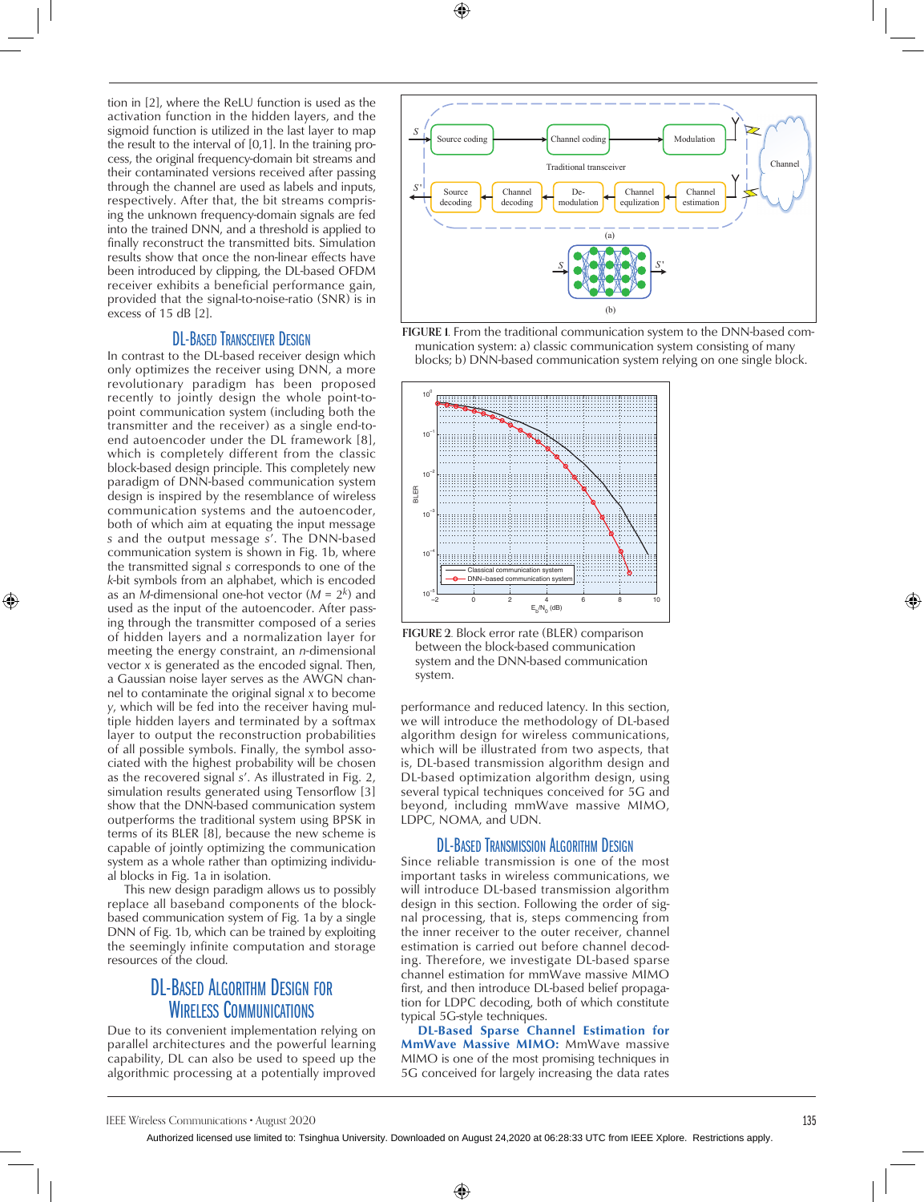tion in [2], where the ReLU function is used as the activation function in the hidden layers, and the sigmoid function is utilized in the last layer to map the result to the interval of [0,1]. In the training process, the original frequency-domain bit streams and their contaminated versions received after passing through the channel are used as labels and inputs, respectively. After that, the bit streams comprising the unknown frequency-domain signals are fed into the trained DNN, and a threshold is applied to finally reconstruct the transmitted bits. Simulation results show that once the non-linear effects have been introduced by clipping, the DL-based OFDM receiver exhibits a beneficial performance gain, provided that the signal-to-noise-ratio (SNR) is in excess of 15 dB [2].

## DL-Based Transceiver Design

In contrast to the DL-based receiver design which only optimizes the receiver using DNN, a more revolutionary paradigm has been proposed recently to jointly design the whole point-to-point communication system (including both the transmitter and the receiver) as a single end-to-end autoencoder under the DL framework [8], which is completely different from the classic block-based design principle. This completely new paradigm of DNN-based communication system design is inspired by the resemblance of wireless communication systems and the autoencoder, both of which aim at equating the input message $s$ and the output message $s'$. The DNN-based communication system is shown in Fig. 1b, where the transmitted signal $s$ corresponds to one of the $k$-bit symbols from an alphabet, which is encoded as an $M$-dimensional one-hot vector ($M = 2^k$) and used as the input of the autoencoder. After passing through the transmitter composed of a series of hidden layers and a normalization layer for meeting the energy constraint, an $n$-dimensional vector $x$ is generated as the encoded signal. Then, a Gaussian noise layer serves as the AWGN channel to contaminate the original signal $x$ to become $y$, which will be fed into the receiver having multiple hidden layers and terminated by a softmax layer to output the reconstruction probabilities of all possible symbols. Finally, the symbol associated with the highest probability will be chosen as the recovered signal $s'$. As illustrated in Fig. 2, simulation results generated using Tensorflow [3] show that the DNN-based communication system outperforms the traditional system using BPSK in terms of its BLER [8], because the new scheme is capable of jointly optimizing the communication system as a whole rather than optimizing individual blocks in Fig. 1a in isolation.

This new design paradigm allows us to possibly replace all baseband components of the block-based communication system of Fig. 1a by a single DNN of Fig. 1b, which can be trained by exploiting the seemingly infinite computation and storage resources of the cloud.

FIGURE 1. From the traditional communication system to the DNN-based communication system: a) classic communication system consisting of many blocks; b) DNN-based communication system relying on one single block.

FIGURE 2. Block error rate (BLER) comparison between the block-based communication system and the DNN-based communication system.

# DL-Based Algorithm Design for Wireless Communications

Due to its convenient implementation relying on parallel architectures and the powerful learning capability, DL can also be used to speed up the algorithmic processing at a potentially improved performance and reduced latency. In this section, we will introduce the methodology of DL-based algorithm design for wireless communications, which will be illustrated from two aspects, that is, DL-based transmission algorithm design and DL-based optimization algorithm design, using several typical techniques conceived for 5G and beyond, including mmWave massive MIMO, LDPC, NOMA, and UDN.

## DL-Based Transmission Algorithm Design

Since reliable transmission is one of the most important tasks in wireless communications, we will introduce DL-based transmission algorithm design in this section. Following the order of signal processing, that is, steps commencing from the inner receiver to the outer receiver, channel estimation is carried out before channel decoding. Therefore, we investigate DL-based sparse channel estimation for mmWave massive MIMO first, and then introduce DL-based belief propagation for LDPC decoding, both of which constitute typical 5G-style techniques.

**DL-Based Sparse Channel Estimation for MmWave Massive MIMO:** MmWave massive MIMO is one of the most promising techniques in 5G conceived for largely increasing the data rates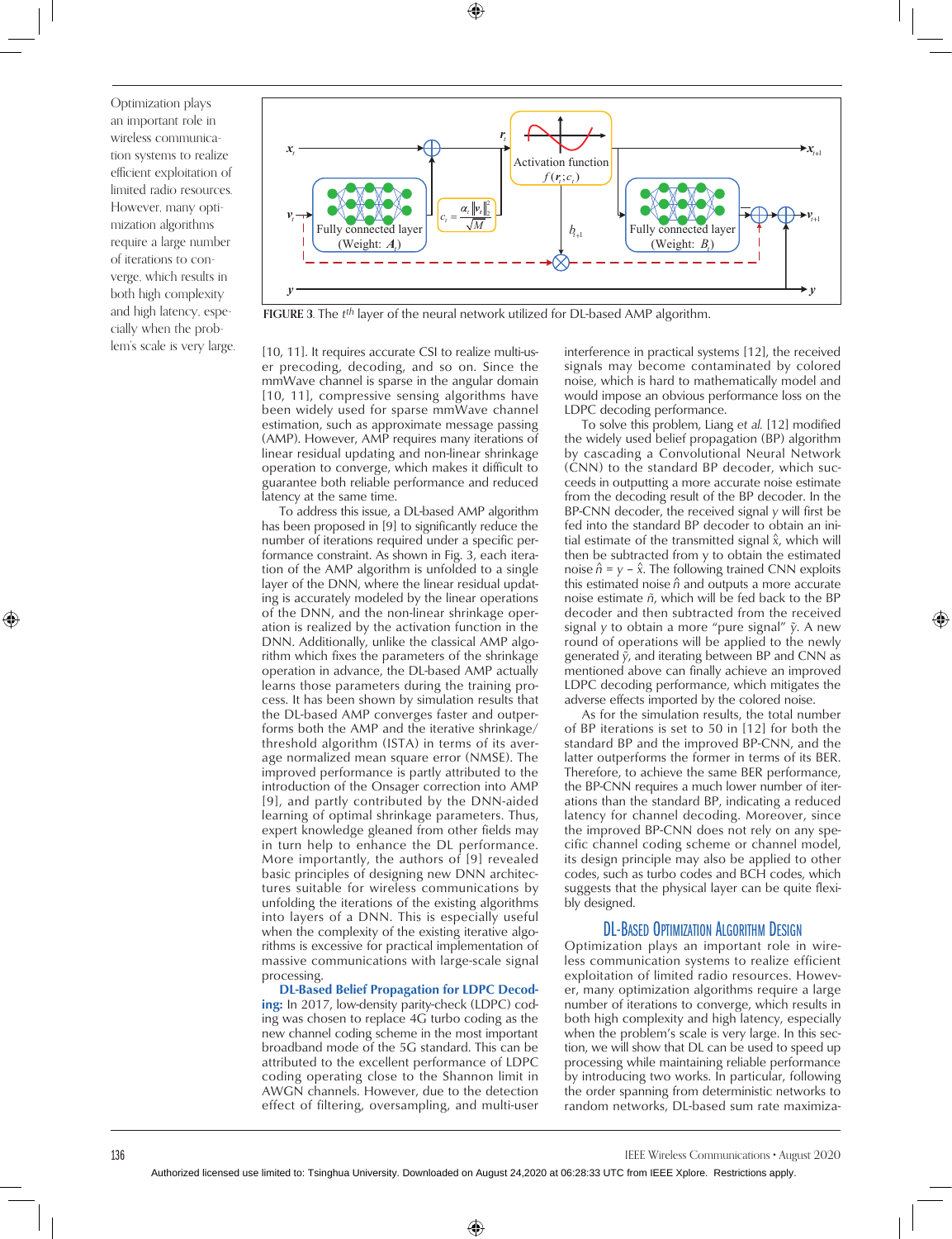Optimization plays an important role in wireless communication systems to realize efficient exploitation of limited radio resources. However, many optimization algorithms require a large number of iterations to converge, which results in both high complexity and high latency, especially when the problem's scale is very large.

FIGURE 3. The $t^{th}$ layer of the neural network utilized for DL-based AMP algorithm.

[10, 11]. It requires accurate CSI to realize multi-user precoding, decoding, and so on. Since the mmWave channel is sparse in the angular domain [10, 11], compressive sensing algorithms have been widely used for sparse mmWave channel estimation, such as approximate message passing (AMP). However, AMP requires many iterations of linear residual updating and non-linear shrinkage operation to converge, which makes it difficult to guarantee both reliable performance and reduced latency at the same time.

To address this issue, a DL-based AMP algorithm has been proposed in [9] to significantly reduce the number of iterations required under a specific performance constraint. As shown in Fig. 3, each iteration of the AMP algorithm is unfolded to a single layer of the DNN, where the linear residual updating is accurately modeled by the linear operations of the DNN, and the non-linear shrinkage operation is realized by the activation function in the DNN. Additionally, unlike the classical AMP algorithm which fixes the parameters of the shrinkage operation in advance, the DL-based AMP actually learns those parameters during the training process. It has been shown by simulation results that the DL-based AMP converges faster and outperforms both the AMP and the iterative shrinkage/threshold algorithm (ISTA) in terms of its average normalized mean square error (NMSE). The improved performance is partly attributed to the introduction of the Onsager correction into AMP [9], and partly contributed by the DNN-aided learning of optimal shrinkage parameters. Thus, expert knowledge gleaned from other fields may in turn help to enhance the DL performance. More importantly, the authors of [9] revealed basic principles of designing new DNN architectures suitable for wireless communications by unfolding the iterations of the existing algorithms into layers of a DNN. This is especially useful when the complexity of the existing iterative algorithms is excessive for practical implementation of massive communications with large-scale signal processing.

**DL-Based Belief Propagation for LDPC Decoding:** In 2017, low-density parity-check (LDPC) coding was chosen to replace 4G turbo coding as the new channel coding scheme in the most important broadband mode of the 5G standard. This can be attributed to the excellent performance of LDPC coding operating close to the Shannon limit in AWGN channels. However, due to the detection effect of filtering, oversampling, and multi-user interference in practical systems [12], the received signals may become contaminated by colored noise, which is hard to mathematically model and would impose an obvious performance loss on the LDPC decoding performance.

To solve this problem, Liang *et al.* [12] modified the widely used belief propagation (BP) algorithm by cascading a Convolutional Neural Network (CNN) to the standard BP decoder, which succeeds in outputting a more accurate noise estimate from the decoding result of the BP decoder. In the BP-CNN decoder, the received signal $y$ will first be fed into the standard BP decoder to obtain an initial estimate of the transmitted signal $\hat{x}$, which will then be subtracted from $y$ to obtain the estimated noise $\hat{n} = y - \hat{x}$. The following trained CNN exploits this estimated noise $\hat{n}$ and outputs a more accurate noise estimate $\tilde{n}$, which will be fed back to the BP decoder and then subtracted from the received signal $y$ to obtain a more "pure signal" $\tilde{y}$. A new round of operations will be applied to the newly generated $\tilde{y}$, and iterating between BP and CNN as mentioned above can finally achieve an improved LDPC decoding performance, which mitigates the adverse effects imported by the colored noise.

As for the simulation results, the total number of BP iterations is set to 50 in [12] for both the standard BP and the improved BP-CNN, and the latter outperforms the former in terms of its BER. Therefore, to achieve the same BER performance, the BP-CNN requires a much lower number of iterations than the standard BP, indicating a reduced latency for channel decoding. Moreover, since the improved BP-CNN does not rely on any specific channel coding scheme or channel model, its design principle may also be applied to other codes, such as turbo codes and BCH codes, which suggests that the physical layer can be quite flexibly designed.

## DL-Based Optimization Algorithm Design

Optimization plays an important role in wireless communication systems to realize efficient exploitation of limited radio resources. However, many optimization algorithms require a large number of iterations to converge, which results in both high complexity and high latency, especially when the problem's scale is very large. In this section, we will show that DL can be used to speed up processing while maintaining reliable performance by introducing two works. In particular, following the order spanning from deterministic networks to random networks, DL-based sum rate maximiza-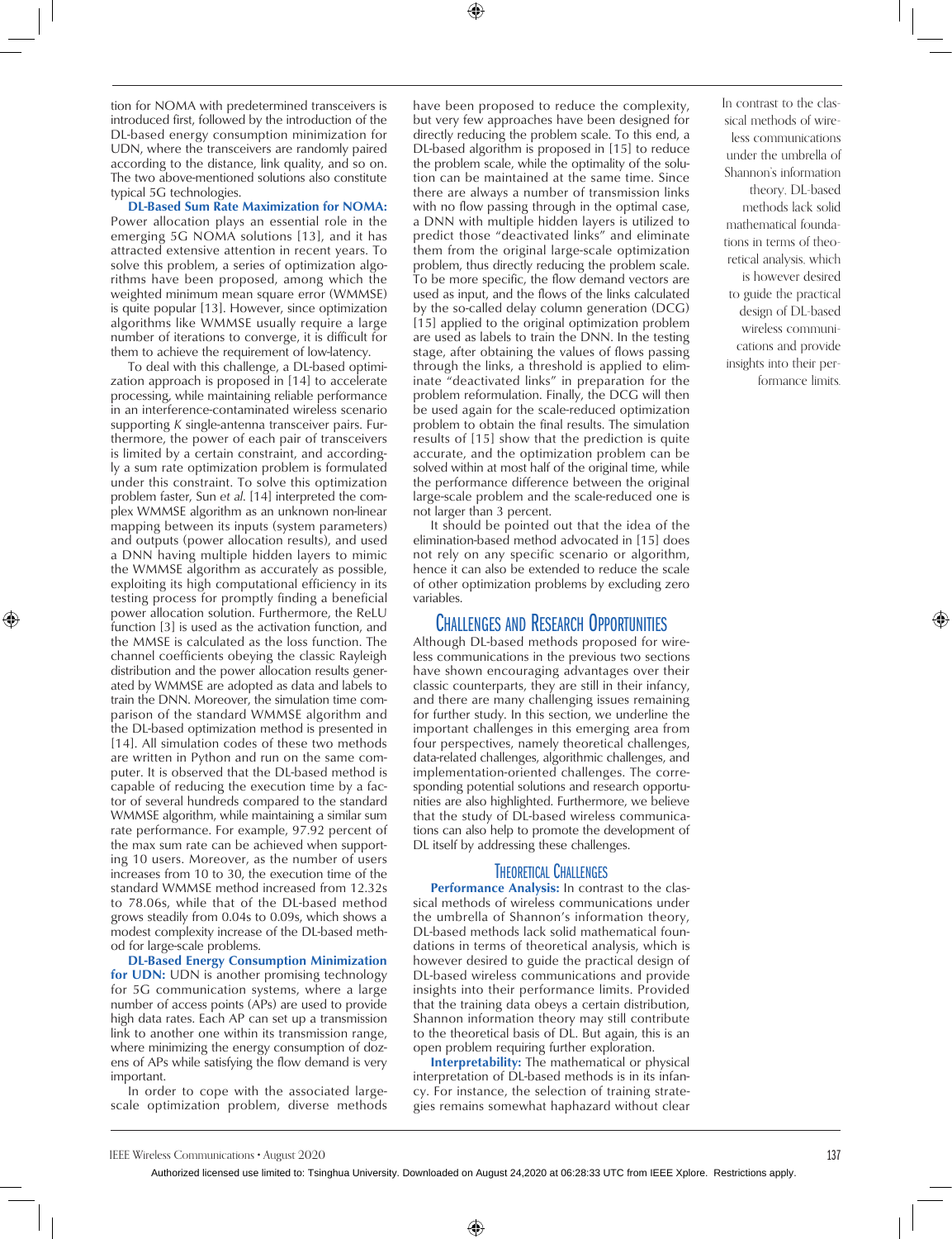tion for NOMA with predetermined transceivers is introduced first, followed by the introduction of the DL-based energy consumption minimization for UDN, where the transceivers are randomly paired according to the distance, link quality, and so on. The two above-mentioned solutions also constitute typical 5G technologies.

**DL-Based Sum Rate Maximization for NOMA:** Power allocation plays an essential role in the emerging 5G NOMA solutions [13], and it has attracted extensive attention in recent years. To solve this problem, a series of optimization algorithms have been proposed, among which the weighted minimum mean square error (WMMSE) is quite popular [13]. However, since optimization algorithms like WMMSE usually require a large number of iterations to converge, it is difficult for them to achieve the requirement of low-latency.

To deal with this challenge, a DL-based optimization approach is proposed in [14] to accelerate processing, while maintaining reliable performance in an interference-contaminated wireless scenario supporting *K* single-antenna transceiver pairs. Furthermore, the power of each pair of transceivers is limited by a certain constraint, and accordingly a sum rate optimization problem is formulated under this constraint. To solve this optimization problem faster, Sun *et al.* [14] interpreted the complex WMMSE algorithm as an unknown non-linear mapping between its inputs (system parameters) and outputs (power allocation results), and used a DNN having multiple hidden layers to mimic the WMMSE algorithm as accurately as possible, exploiting its high computational efficiency in its testing process for promptly finding a beneficial power allocation solution. Furthermore, the ReLU function [3] is used as the activation function, and the MMSE is calculated as the loss function. The channel coefficients obeying the classic Rayleigh distribution and the power allocation results generated by WMMSE are adopted as data and labels to train the DNN. Moreover, the simulation time comparison of the standard WMMSE algorithm and the DL-based optimization method is presented in [14]. All simulation codes of these two methods are written in Python and run on the same computer. It is observed that the DL-based method is capable of reducing the execution time by a factor of several hundreds compared to the standard WMMSE algorithm, while maintaining a similar sum rate performance. For example, 97.92 percent of the max sum rate can be achieved when supporting 10 users. Moreover, as the number of users increases from 10 to 30, the execution time of the standard WMMSE method increased from 12.32s to 78.06s, while that of the DL-based method grows steadily from 0.04s to 0.09s, which shows a modest complexity increase of the DL-based method for large-scale problems.

**DL-Based Energy Consumption Minimization for UDN:** UDN is another promising technology for 5G communication systems, where a large number of access points (APs) are used to provide high data rates. Each AP can set up a transmission link to another one within its transmission range, where minimizing the energy consumption of dozens of APs while satisfying the flow demand is very important.

In order to cope with the associated large-scale optimization problem, diverse methods have been proposed to reduce the complexity, but very few approaches have been designed for directly reducing the problem scale. To this end, a DL-based algorithm is proposed in [15] to reduce the problem scale, while the optimality of the solution can be maintained at the same time. Since there are always a number of transmission links with no flow passing through in the optimal case, a DNN with multiple hidden layers is utilized to predict those "deactivated links" and eliminate them from the original large-scale optimization problem, thus directly reducing the problem scale. To be more specific, the flow demand vectors are used as input, and the flows of the links calculated by the so-called delay column generation (DCG) [15] applied to the original optimization problem are used as labels to train the DNN. In the testing stage, after obtaining the values of flows passing through the links, a threshold is applied to eliminate "deactivated links" in preparation for the problem reformulation. Finally, the DCG will then be used again for the scale-reduced optimization problem to obtain the final results. The simulation results of [15] show that the prediction is quite accurate, and the optimization problem can be solved within at most half of the original time, while the performance difference between the original large-scale problem and the scale-reduced one is not larger than 3 percent.

It should be pointed out that the idea of the elimination-based method advocated in [15] does not rely on any specific scenario or algorithm, hence it can also be extended to reduce the scale of other optimization problems by excluding zero variables.

## Challenges and Research Opportunities

Although DL-based methods proposed for wireless communications in the previous two sections have shown encouraging advantages over their classic counterparts, they are still in their infancy, and there are many challenging issues remaining for further study. In this section, we underline the important challenges in this emerging area from four perspectives, namely theoretical challenges, data-related challenges, algorithmic challenges, and implementation-oriented challenges. The corresponding potential solutions and research opportunities are also highlighted. Furthermore, we believe that the study of DL-based wireless communications can also help to promote the development of DL itself by addressing these challenges.

### Theoretical Challenges

**Performance Analysis:** In contrast to the classical methods of wireless communications under the umbrella of Shannon's information theory, DL-based methods lack solid mathematical foundations in terms of theoretical analysis, which is however desired to guide the practical design of DL-based wireless communications and provide insights into their performance limits. Provided that the training data obeys a certain distribution, Shannon information theory may still contribute to the theoretical basis of DL. But again, this is an open problem requiring further exploration.

**Interpretability:** The mathematical or physical interpretation of DL-based methods is in its infancy. For instance, the selection of training strategies remains somewhat haphazard without clear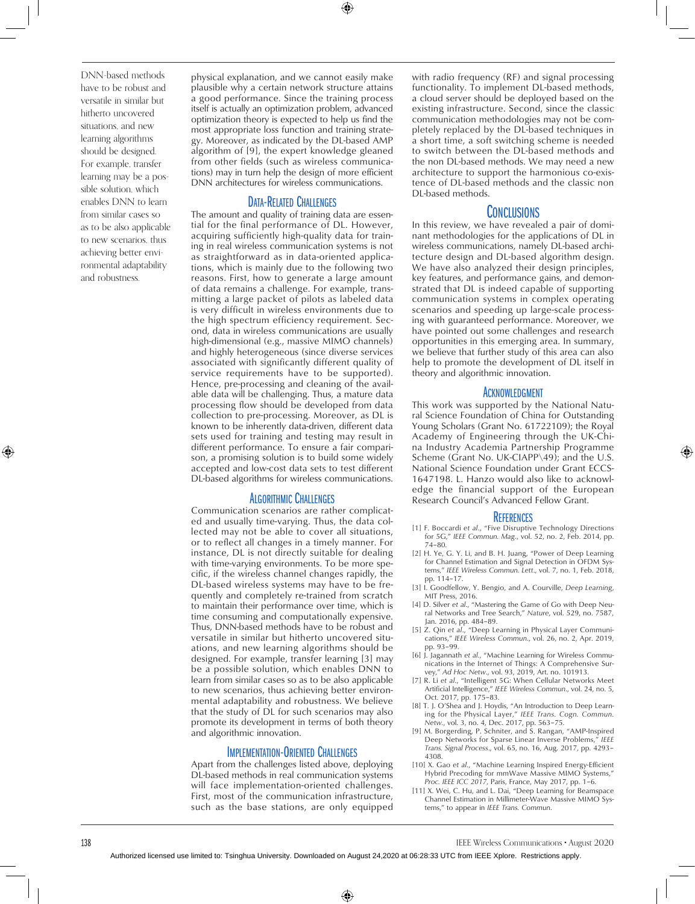physical explanation, and we cannot easily make plausible why a certain network structure attains a good performance. Since the training process itself is actually an optimization problem, advanced optimization theory is expected to help us find the most appropriate loss function and training strategy. Moreover, as indicated by the DL-based AMP algorithm of [9], the expert knowledge gleaned from other fields (such as wireless communications) may in turn help the design of more efficient DNN architectures for wireless communications.

### Data-Related Challenges

The amount and quality of training data are essential for the final performance of DL. However, acquiring sufficiently high-quality data for training in real wireless communication systems is not as straightforward as in data-oriented applications, which is mainly due to the following two reasons. First, how to generate a large amount of data remains a challenge. For example, transmitting a large packet of pilots as labeled data is very difficult in wireless environments due to the high spectrum efficiency requirement. Second, data in wireless communications are usually high-dimensional (e.g., massive MIMO channels) and highly heterogeneous (since diverse services associated with significantly different quality of service requirements have to be supported). Hence, pre-processing and cleaning of the available data will be challenging. Thus, a mature data processing flow should be developed from data collection to pre-processing. Moreover, as DL is known to be inherently data-driven, different data sets used for training and testing may result in different performance. To ensure a fair comparison, a promising solution is to build some widely accepted and low-cost data sets to test different DL-based algorithms for wireless communications.

### Algorithmic Challenges

Communication scenarios are rather complicated and usually time-varying. Thus, the data collected may not be able to cover all situations, or to reflect all changes in a timely manner. For instance, DL is not directly suitable for dealing with time-varying environments. To be more specific, if the wireless channel changes rapidly, the DL-based wireless systems may have to be frequently and completely re-trained from scratch to maintain their performance over time, which is time consuming and computationally expensive. Thus, DNN-based methods have to be robust and versatile in similar but hitherto uncovered situations, and new learning algorithms should be designed. For example, transfer learning [3] may be a possible solution, which enables DNN to learn from similar cases so as to be also applicable to new scenarios, thus achieving better environmental adaptability and robustness. We believe that the study of DL for such scenarios may also promote its development in terms of both theory and algorithmic innovation.

> DNN-based methods have to be robust and versatile in similar but hitherto uncovered situations, and new learning algorithms should be designed. For example, transfer learning may be a possible solution, which enables DNN to learn from similar cases so as to be also applicable to new scenarios, thus achieving better environmental adaptability and robustness.

### Implementation-Oriented Challenges

Apart from the challenges listed above, deploying DL-based methods in real communication systems will face implementation-oriented challenges. First, most of the communication infrastructure, such as the base stations, are only equipped with radio frequency (RF) and signal processing functionality. To implement DL-based methods, a cloud server should be deployed based on the existing infrastructure. Second, since the classic communication methodologies may not be completely replaced by the DL-based techniques in a short time, a soft switching scheme is needed to switch between the DL-based methods and the non DL-based methods. We may need a new architecture to support the harmonious co-existence of DL-based methods and the classic non DL-based methods.

## Conclusions

In this review, we have revealed a pair of dominant methodologies for the applications of DL in wireless communications, namely DL-based architecture design and DL-based algorithm design. We have also analyzed their design principles, key features, and performance gains, and demonstrated that DL is indeed capable of supporting communication systems in complex operating scenarios and speeding up large-scale processing with guaranteed performance. Moreover, we have pointed out some challenges and research opportunities in this emerging area. In summary, we believe that further study of this area can also help to promote the development of DL itself in theory and algorithmic innovation.

## Acknowledgment

This work was supported by the National Natural Science Foundation of China for Outstanding Young Scholars (Grant No. 61722109); the Royal Academy of Engineering through the UK-China Industry Academia Partnership Programme Scheme (Grant No. UK-CIAPP\49); and the U.S. National Science Foundation under Grant ECCS-1647198. L. Hanzo would also like to acknowledge the financial support of the European Research Council's Advanced Fellow Grant.

## References

[1] F. Boccardi *et al.*, "Five Disruptive Technology Directions for 5G," *IEEE Commun. Mag.*, vol. 52, no. 2, Feb. 2014, pp. 74–80.

[2] H. Ye, G. Y. Li, and B. H. Juang, "Power of Deep Learning for Channel Estimation and Signal Detection in OFDM Systems," *IEEE Wireless Commun. Lett.*, vol. 7, no. 1, Feb. 2018, pp. 114–17.

[3] I. Goodfellow, Y. Bengio, and A. Courville, *Deep Learning*, MIT Press, 2016.

[4] D. Silver *et al.*, "Mastering the Game of Go with Deep Neural Networks and Tree Search," *Nature*, vol. 529, no. 7587, Jan. 2016, pp. 484–89.

[5] Z. Qin *et al.*, "Deep Learning in Physical Layer Communications," *IEEE Wireless Commun.*, vol. 26, no. 2, Apr. 2019, pp. 93–99.

[6] J. Jagannath *et al.*, "Machine Learning for Wireless Communications in the Internet of Things: A Comprehensive Survey," *Ad Hoc Netw.*, vol. 93, 2019, Art. no. 101913.

[7] R. Li *et al.*, "Intelligent 5G: When Cellular Networks Meet Artificial Intelligence," *IEEE Wireless Commun.*, vol. 24, no. 5, Oct. 2017, pp. 175–83.

[8] T. J. O'Shea and J. Hoydis, "An Introduction to Deep Learning for the Physical Layer," *IEEE Trans. Cogn. Commun. Netw.*, vol. 3, no. 4, Dec. 2017, pp. 563–75.

[9] M. Borgerding, P. Schniter, and S. Rangan, "AMP-Inspired Deep Networks for Sparse Linear Inverse Problems," *IEEE Trans. Signal Process.*, vol. 65, no. 16, Aug. 2017, pp. 4293–4308.

[10] X. Gao *et al.*, "Machine Learning Inspired Energy-Efficient Hybrid Precoding for mmWave Massive MIMO Systems," *Proc. IEEE ICC 2017*, Paris, France, May 2017, pp. 1–6.

[11] X. Wei, C. Hu, and L. Dai, "Deep Learning for Beamspace Channel Estimation in Millimeter-Wave Massive MIMO Systems," to appear in *IEEE Trans. Commun.*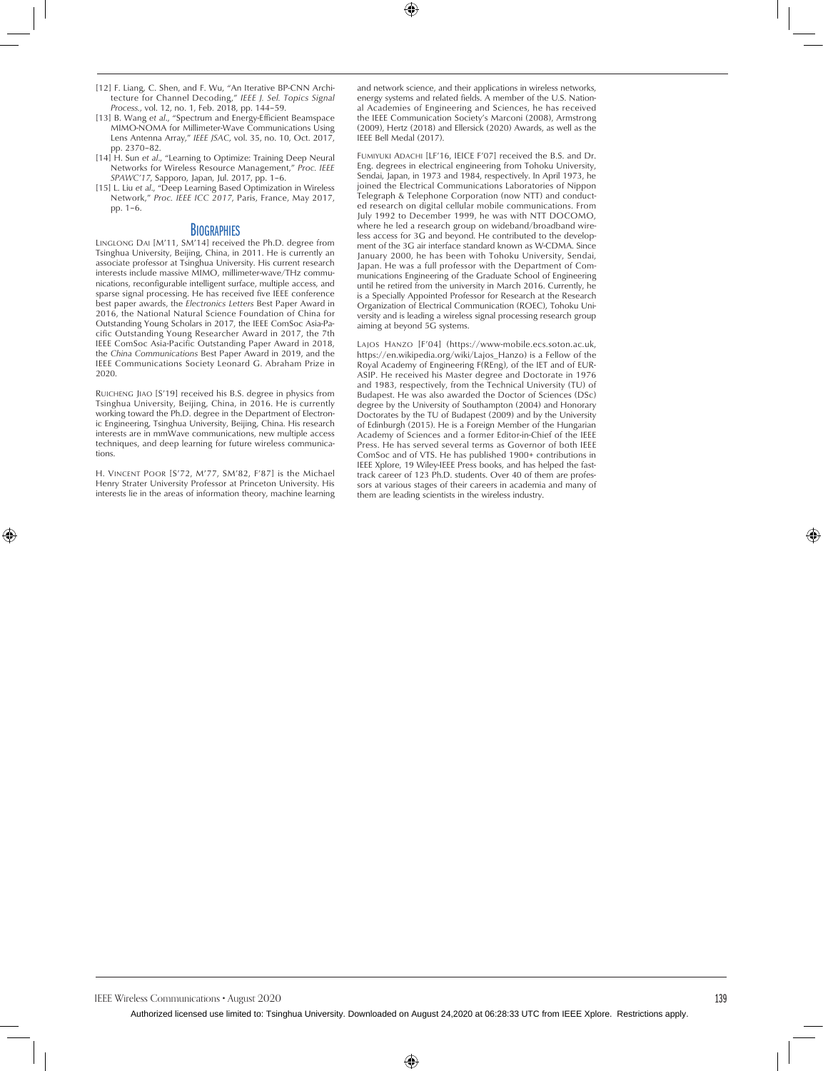[12] F. Liang, C. Shen, and F. Wu, "An Iterative BP-CNN Architecture for Channel Decoding," *IEEE J. Sel. Topics Signal Process.*, vol. 12, no. 1, Feb. 2018, pp. 144–59.

[13] B. Wang *et al.*, "Spectrum and Energy-Efficient Beamspace MIMO-NOMA for Millimeter-Wave Communications Using Lens Antenna Array," *IEEE JSAC*, vol. 35, no. 10, Oct. 2017, pp. 2370–82.

[14] H. Sun *et al.*, "Learning to Optimize: Training Deep Neural Networks for Wireless Resource Management," *Proc. IEEE SPAWC'17*, Sapporo, Japan, Jul. 2017, pp. 1–6.

[15] L. Liu *et al.*, "Deep Learning Based Optimization in Wireless Network," *Proc. IEEE ICC 2017*, Paris, France, May 2017, pp. 1–6.

## Biographies

Linglong Dai [M'11, SM'14] received the Ph.D. degree from Tsinghua University, Beijing, China, in 2011. He is currently an associate professor at Tsinghua University. His current research interests include massive MIMO, millimeter-wave/THz communications, reconfigurable intelligent surface, multiple access, and sparse signal processing. He has received five IEEE conference best paper awards, the *Electronics Letters* Best Paper Award in 2016, the National Natural Science Foundation of China for Outstanding Young Scholars in 2017, the IEEE ComSoc Asia-Pacific Outstanding Young Researcher Award in 2017, the 7th IEEE ComSoc Asia-Pacific Outstanding Paper Award in 2018, the *China Communications* Best Paper Award in 2019, and the IEEE Communications Society Leonard G. Abraham Prize in 2020.

Ruicheng Jiao [S'19] received his B.S. degree in physics from Tsinghua University, Beijing, China, in 2016. He is currently working toward the Ph.D. degree in the Department of Electronic Engineering, Tsinghua University, Beijing, China. His research interests are in mmWave communications, new multiple access techniques, and deep learning for future wireless communications.

H. Vincent Poor [S'72, M'77, SM'82, F'87] is the Michael Henry Strater University Professor at Princeton University. His interests lie in the areas of information theory, machine learning and network science, and their applications in wireless networks, energy systems and related fields. A member of the U.S. National Academies of Engineering and Sciences, he has received the IEEE Communication Society's Marconi (2008), Armstrong (2009), Hertz (2018) and Ellersick (2020) Awards, as well as the IEEE Bell Medal (2017).

Fumiyuki Adachi [LF'16, IEICE F'07] received the B.S. and Dr. Eng. degrees in electrical engineering from Tohoku University, Sendai, Japan, in 1973 and 1984, respectively. In April 1973, he joined the Electrical Communications Laboratories of Nippon Telegraph & Telephone Corporation (now NTT) and conducted research on digital cellular mobile communications. From July 1992 to December 1999, he was with NTT DOCOMO, where he led a research group on wideband/broadband wireless access for 3G and beyond. He contributed to the development of the 3G air interface standard known as W-CDMA. Since January 2000, he has been with Tohoku University, Sendai, Japan. He was a full professor with the Department of Communications Engineering of the Graduate School of Engineering until he retired from the university in March 2016. Currently, he is a Specially Appointed Professor for Research at the Research Organization of Electrical Communication (ROEC), Tohoku University and is leading a wireless signal processing research group aiming at beyond 5G systems.

Lajos Hanzo [F'04] (https://www-mobile.ecs.soton.ac.uk, https://en.wikipedia.org/wiki/Lajos_Hanzo) is a Fellow of the Royal Academy of Engineering F(REng), of the IET and of EURASIP. He received his Master degree and Doctorate in 1976 and 1983, respectively, from the Technical University (TU) of Budapest. He was also awarded the Doctor of Sciences (DSc) degree by the University of Southampton (2004) and Honorary Doctorates by the TU of Budapest (2009) and by the University of Edinburgh (2015). He is a Foreign Member of the Hungarian Academy of Sciences and a former Editor-in-Chief of the IEEE Press. He has served several terms as Governor of both IEEE ComSoc and of VTS. He has published 1900+ contributions in IEEE Xplore, 19 Wiley-IEEE Press books, and has helped the fast-track career of 123 Ph.D. students. Over 40 of them are professors at various stages of their careers in academia and many of them are leading scientists in the wireless industry.